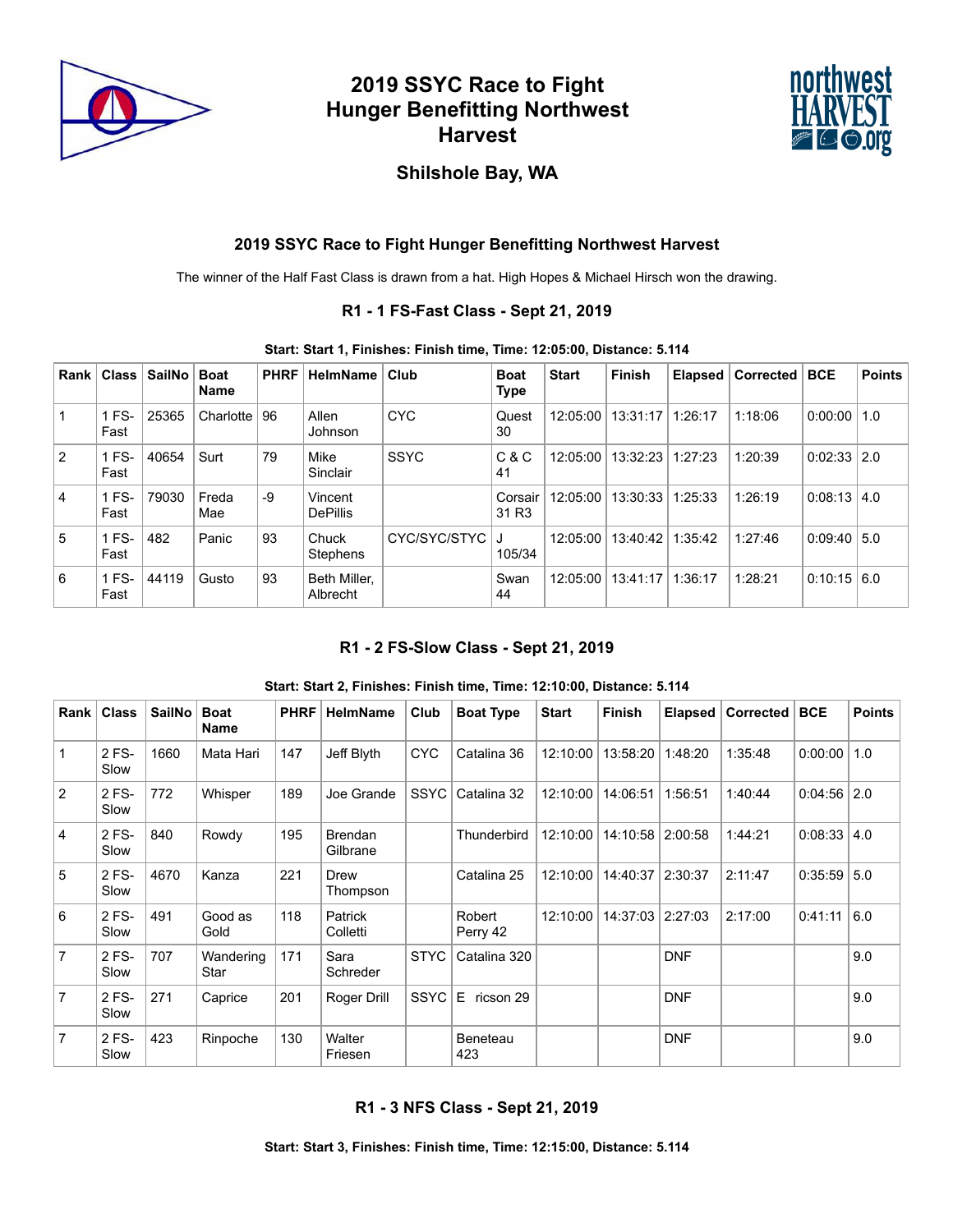# 2019 SSYC Race to Fight Hunger Benefitting Northwest Harvest

## Shilshole Bay, WA

### 2019 SSYC Race to Fight Hunger Benefitting Northwest Harvest

The winner of the Half Fast Class is drawn from a hat. High Hopes & Michael Hirsch won the drawing.

### R1 - 1 FS-Fast Class - Sept 21, 2019

**Start: Start 1, Finishes: Finish time, Time: 12:05:00, Distance: 5.114**

| Rank | Class | SailNo | Boat Name | PHRF | HelmName | Club | Boat Type | Start | Finish | Elapsed | Corrected | BCE | Points |
|---|---|---|---|---|---|---|---|---|---|---|---|---|---|
| 1 | 1 FS-Fast | 25365 | Charlotte | 96 | Allen Johnson | CYC | Quest 30 | 12:05:00 | 13:31:17 | 1:26:17 | 1:18:06 | 0:00:00 | 1.0 |
| 2 | 1 FS-Fast | 40654 | Surt | 79 | Mike Sinclair | SSYC | C & C 41 | 12:05:00 | 13:32:23 | 1:27:23 | 1:20:39 | 0:02:33 | 2.0 |
| 4 | 1 FS-Fast | 79030 | Freda Mae | -9 | Vincent DePillis | | Corsair 31 R3 | 12:05:00 | 13:30:33 | 1:25:33 | 1:26:19 | 0:08:13 | 4.0 |
| 5 | 1 FS-Fast | 482 | Panic | 93 | Chuck Stephens | CYC/SYC/STYC | J 105/34 | 12:05:00 | 13:40:42 | 1:35:42 | 1:27:46 | 0:09:40 | 5.0 |
| 6 | 1 FS-Fast | 44119 | Gusto | 93 | Beth Miller, Albrecht | | Swan 44 | 12:05:00 | 13:41:17 | 1:36:17 | 1:28:21 | 0:10:15 | 6.0 |

### R1 - 2 FS-Slow Class - Sept 21, 2019

**Start: Start 2, Finishes: Finish time, Time: 12:10:00, Distance: 5.114**

| Rank | Class | SailNo | Boat Name | PHRF | HelmName | Club | Boat Type | Start | Finish | Elapsed | Corrected | BCE | Points |
|---|---|---|---|---|---|---|---|---|---|---|---|---|---|
| 1 | 2 FS-Slow | 1660 | Mata Hari | 147 | Jeff Blyth | CYC | Catalina 36 | 12:10:00 | 13:58:20 | 1:48:20 | 1:35:48 | 0:00:00 | 1.0 |
| 2 | 2 FS-Slow | 772 | Whisper | 189 | Joe Grande | SSYC | Catalina 32 | 12:10:00 | 14:06:51 | 1:56:51 | 1:40:44 | 0:04:56 | 2.0 |
| 4 | 2 FS-Slow | 840 | Rowdy | 195 | Brendan Gilbrane | | Thunderbird | 12:10:00 | 14:10:58 | 2:00:58 | 1:44:21 | 0:08:33 | 4.0 |
| 5 | 2 FS-Slow | 4670 | Kanza | 221 | Drew Thompson | | Catalina 25 | 12:10:00 | 14:40:37 | 2:30:37 | 2:11:47 | 0:35:59 | 5.0 |
| 6 | 2 FS-Slow | 491 | Good as Gold | 118 | Patrick Colletti | | Robert Perry 42 | 12:10:00 | 14:37:03 | 2:27:03 | 2:17:00 | 0:41:11 | 6.0 |
| 7 | 2 FS-Slow | 707 | Wandering Star | 171 | Sara Schreder | STYC | Catalina 320 | | | DNF | | | 9.0 |
| 7 | 2 FS-Slow | 271 | Caprice | 201 | Roger Drill | SSYC | E ricson 29 | | | DNF | | | 9.0 |
| 7 | 2 FS-Slow | 423 | Rinpoche | 130 | Walter Friesen | | Beneteau 423 | | | DNF | | | 9.0 |

### R1 - 3 NFS Class - Sept 21, 2019

**Start: Start 3, Finishes: Finish time, Time: 12:15:00, Distance: 5.114**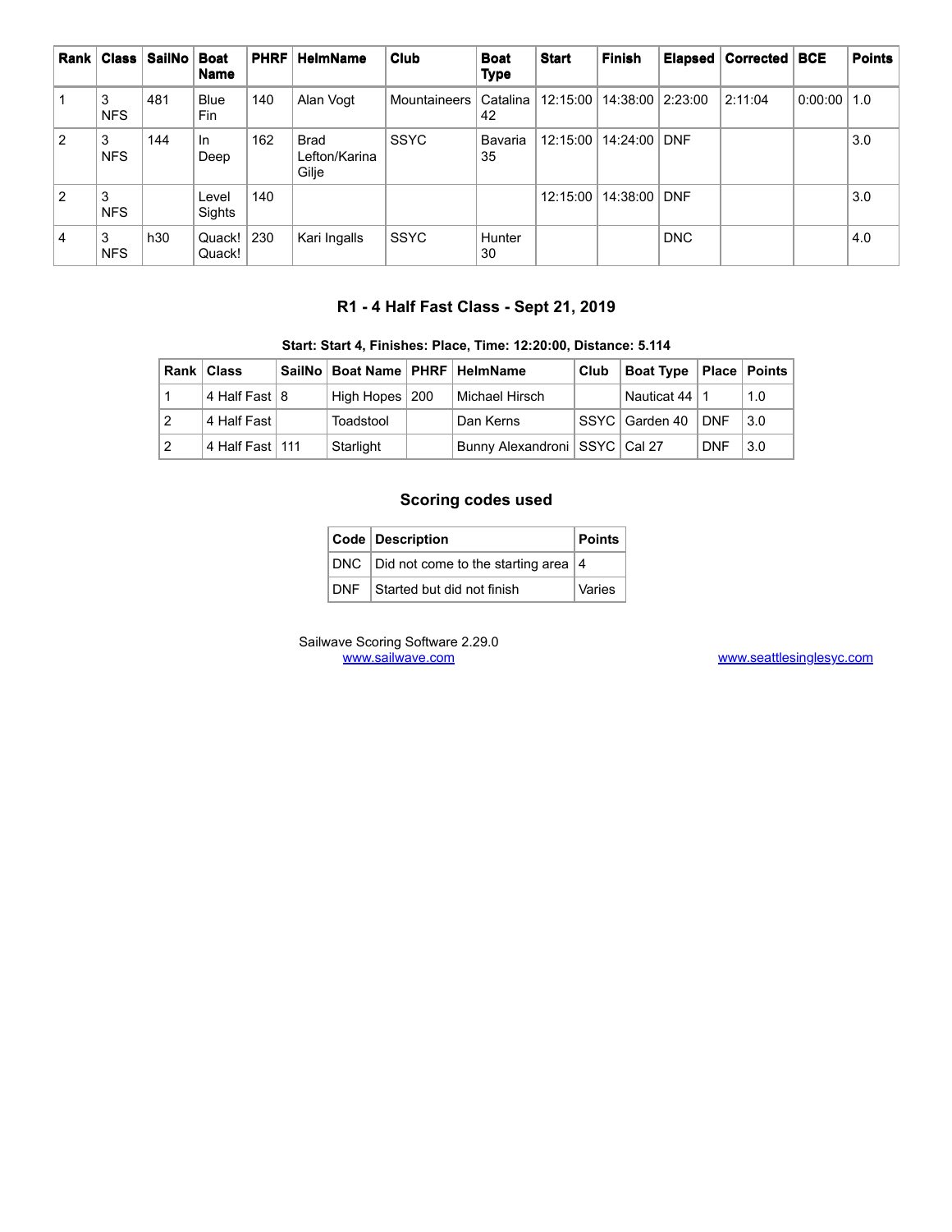| Rank | Class | SailNo | Boat Name | PHRF | HelmName | Club | Boat Type | Start | Finish | Elapsed | Corrected | BCE | Points |
|---|---|---|---|---|---|---|---|---|---|---|---|---|---|
| 1 | 3 NFS | 481 | Blue Fin | 140 | Alan Vogt | Mountaineers | Catalina 42 | 12:15:00 | 14:38:00 | 2:23:00 | 2:11:04 | 0:00:00 | 1.0 |
| 2 | 3 NFS | 144 | In Deep | 162 | Brad Lefton/Karina Gilje | SSYC | Bavaria 35 | 12:15:00 | 14:24:00 | DNF | | | 3.0 |
| 2 | 3 NFS | | Level Sights | 140 | | | | 12:15:00 | 14:38:00 | DNF | | | 3.0 |
| 4 | 3 NFS | h30 | Quack! Quack! | 230 | Kari Ingalls | SSYC | Hunter 30 | | | DNC | | | 4.0 |

## R1 - 4 Half Fast Class - Sept 21, 2019

**Start: Start 4, Finishes: Place, Time: 12:20:00, Distance: 5.114**

| Rank | Class | SailNo | Boat Name | PHRF | HelmName | Club | Boat Type | Place | Points |
|---|---|---|---|---|---|---|---|---|---|
| 1 | 4 Half Fast | 8 | High Hopes | 200 | Michael Hirsch | | Nauticat 44 | 1 | 1.0 |
| 2 | 4 Half Fast | | Toadstool | | Dan Kerns | SSYC | Garden 40 | DNF | 3.0 |
| 2 | 4 Half Fast | 111 | Starlight | | Bunny Alexandroni | SSYC | Cal 27 | DNF | 3.0 |

## Scoring codes used

| Code | Description | Points |
|---|---|---|
| DNC | Did not come to the starting area | 4 |
| DNF | Started but did not finish | Varies |

Sailwave Scoring Software 2.29.0
www.sailwave.com

www.seattlesinglesyc.com